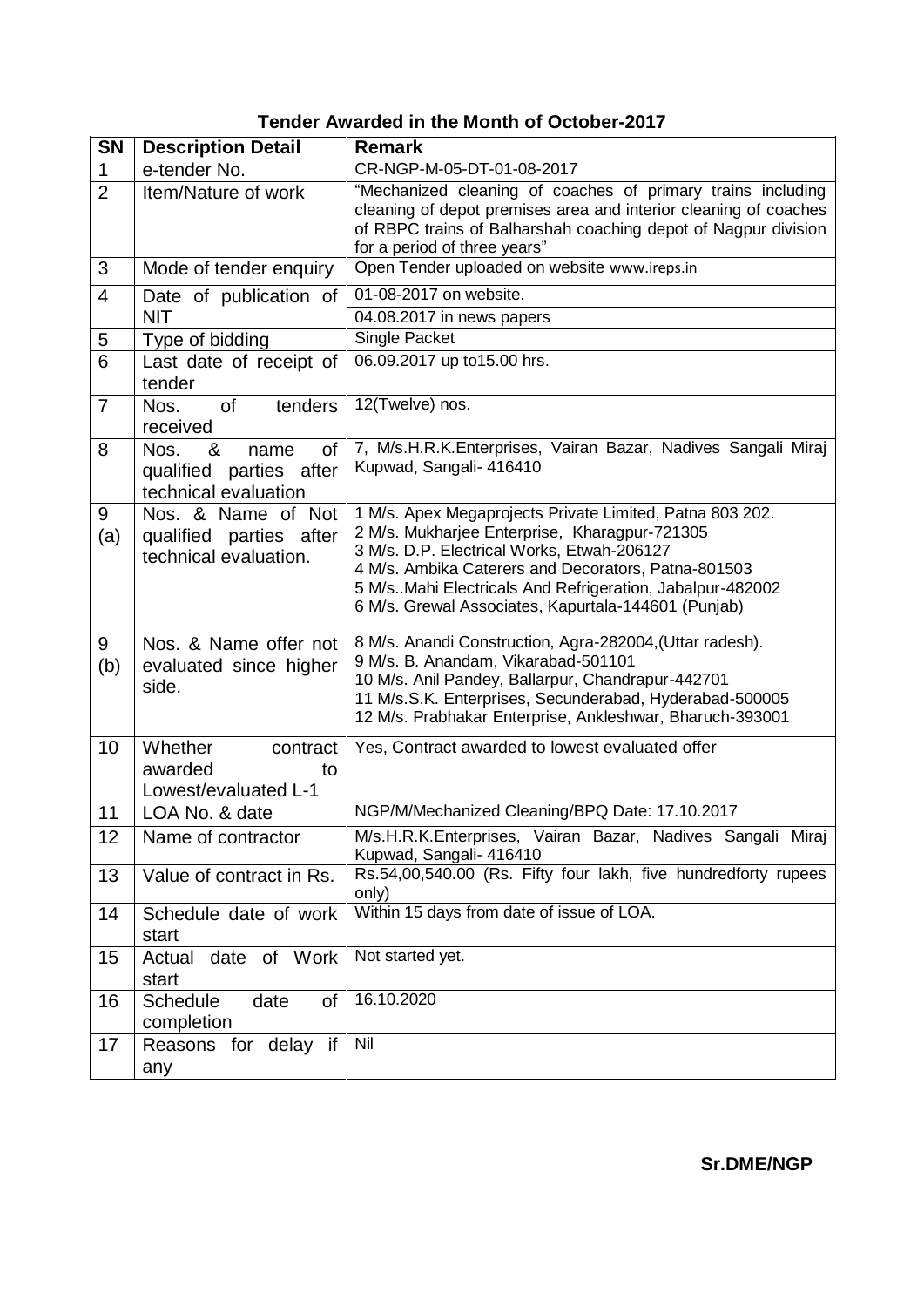## Tender Awarded in the Month of October-2017

| SN | Description Detail | Remark |
|---|---|---|
| 1 | e-tender No. | CR-NGP-M-05-DT-01-08-2017 |
| 2 | Item/Nature of work | "Mechanized cleaning of coaches of primary trains including cleaning of depot premises area and interior cleaning of coaches of RBPC trains of Balharshah coaching depot of Nagpur division for a period of three years" |
| 3 | Mode of tender enquiry | Open Tender uploaded on website www.ireps.in |
| 4 | Date of publication of NIT | 01-08-2017 on website.<br>04.08.2017 in news papers |
| 5 | Type of bidding | Single Packet |
| 6 | Last date of receipt of tender | 06.09.2017 up to15.00 hrs. |
| 7 | Nos. of tenders received | 12(Twelve) nos. |
| 8 | Nos. & name of qualified parties after technical evaluation | 7, M/s.H.R.K.Enterprises, Vairan Bazar, Nadives Sangali Miraj Kupwad, Sangali- 416410 |
| 9 (a) | Nos. & Name of Not qualified parties after technical evaluation. | 1 M/s. Apex Megaprojects Private Limited, Patna 803 202.<br>2 M/s. Mukharjee Enterprise, Kharagpur-721305<br>3 M/s. D.P. Electrical Works, Etwah-206127<br>4 M/s. Ambika Caterers and Decorators, Patna-801503<br>5 M/s..Mahi Electricals And Refrigeration, Jabalpur-482002<br>6 M/s. Grewal Associates, Kapurtala-144601 (Punjab) |
| 9 (b) | Nos. & Name offer not evaluated since higher side. | 8 M/s. Anandi Construction, Agra-282004,(Uttar radesh).<br>9 M/s. B. Anandam, Vikarabad-501101<br>10 M/s. Anil Pandey, Ballarpur, Chandrapur-442701<br>11 M/s.S.K. Enterprises, Secunderabad, Hyderabad-500005<br>12 M/s. Prabhakar Enterprise, Ankleshwar, Bharuch-393001 |
| 10 | Whether contract awarded to Lowest/evaluated L-1 | Yes, Contract awarded to lowest evaluated offer |
| 11 | LOA No. & date | NGP/M/Mechanized Cleaning/BPQ Date: 17.10.2017 |
| 12 | Name of contractor | M/s.H.R.K.Enterprises, Vairan Bazar, Nadives Sangali Miraj Kupwad, Sangali- 416410 |
| 13 | Value of contract in Rs. | Rs.54,00,540.00 (Rs. Fifty four lakh, five hundredforty rupees only) |
| 14 | Schedule date of work start | Within 15 days from date of issue of LOA. |
| 15 | Actual date of Work start | Not started yet. |
| 16 | Schedule date of completion | 16.10.2020 |
| 17 | Reasons for delay if any | Nil |

**Sr.DME/NGP**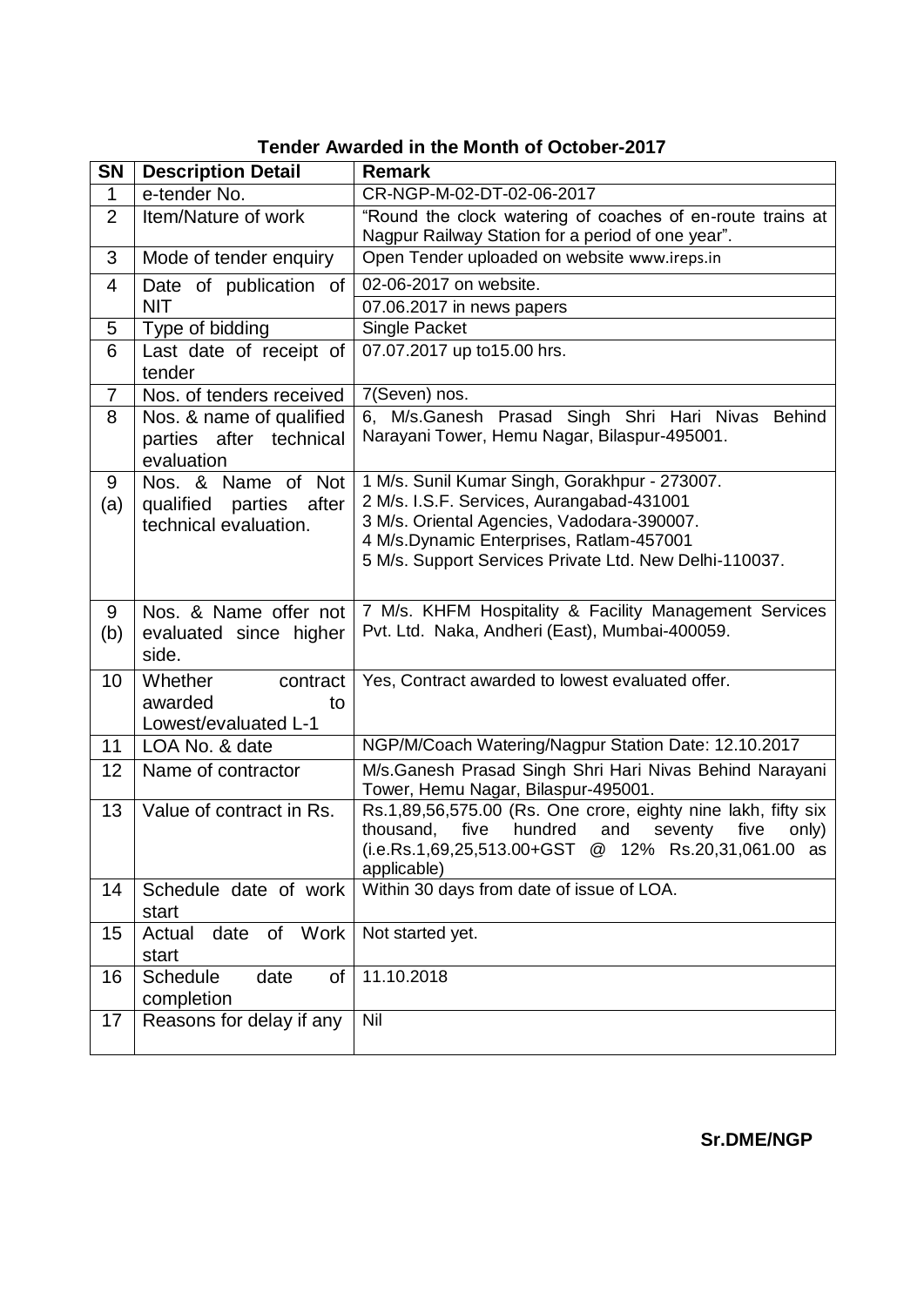**Tender Awarded in the Month of October-2017**

| SN | Description Detail | Remark |
|---|---|---|
| 1 | e-tender No. | CR-NGP-M-02-DT-02-06-2017 |
| 2 | Item/Nature of work | "Round the clock watering of coaches of en-route trains at Nagpur Railway Station for a period of one year". |
| 3 | Mode of tender enquiry | Open Tender uploaded on website www.ireps.in |
| 4 | Date of publication of NIT | 02-06-2017 on website.<br>07.06.2017 in news papers |
| 5 | Type of bidding | Single Packet |
| 6 | Last date of receipt of tender | 07.07.2017 up to15.00 hrs. |
| 7 | Nos. of tenders received | 7(Seven) nos. |
| 8 | Nos. & name of qualified parties after technical evaluation | 6, M/s.Ganesh Prasad Singh Shri Hari Nivas Behind Narayani Tower, Hemu Nagar, Bilaspur-495001. |
| 9 (a) | Nos. & Name of Not qualified parties after technical evaluation. | 1 M/s. Sunil Kumar Singh, Gorakhpur - 273007.<br>2 M/s. I.S.F. Services, Aurangabad-431001<br>3 M/s. Oriental Agencies, Vadodara-390007.<br>4 M/s.Dynamic Enterprises, Ratlam-457001<br>5 M/s. Support Services Private Ltd. New Delhi-110037. |
| 9 (b) | Nos. & Name offer not evaluated since higher side. | 7 M/s. KHFM Hospitality & Facility Management Services Pvt. Ltd. Naka, Andheri (East), Mumbai-400059. |
| 10 | Whether contract awarded to Lowest/evaluated L-1 | Yes, Contract awarded to lowest evaluated offer. |
| 11 | LOA No. & date | NGP/M/Coach Watering/Nagpur Station Date: 12.10.2017 |
| 12 | Name of contractor | M/s.Ganesh Prasad Singh Shri Hari Nivas Behind Narayani Tower, Hemu Nagar, Bilaspur-495001. |
| 13 | Value of contract in Rs. | Rs.1,89,56,575.00 (Rs. One crore, eighty nine lakh, fifty six thousand, five hundred and seventy five only) (i.e.Rs.1,69,25,513.00+GST @ 12% Rs.20,31,061.00 as applicable) |
| 14 | Schedule date of work start | Within 30 days from date of issue of LOA. |
| 15 | Actual date of Work start | Not started yet. |
| 16 | Schedule date of completion | 11.10.2018 |
| 17 | Reasons for delay if any | Nil |

**Sr.DME/NGP**